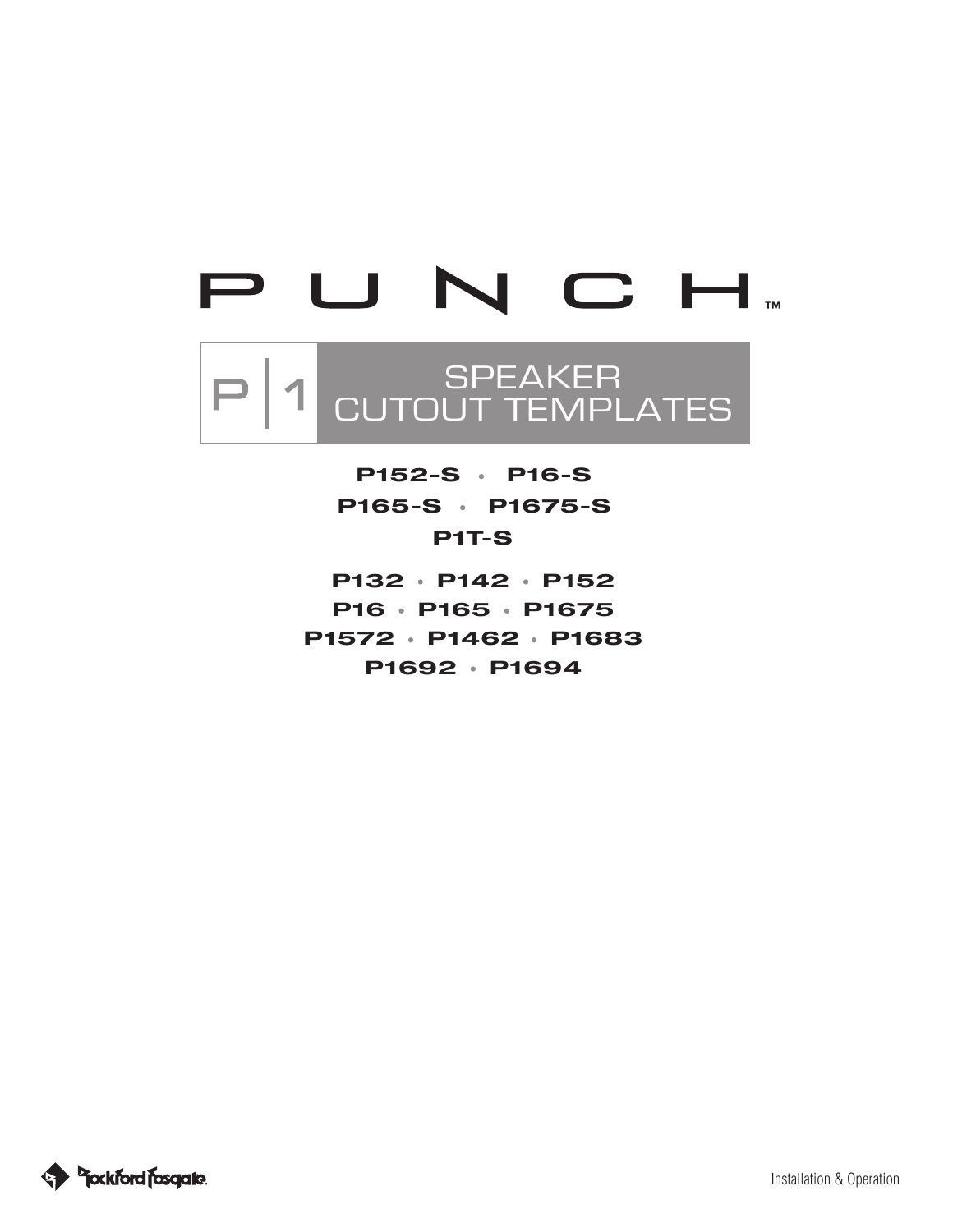# PUNCH™

## P|1 SPEAKER CUTOUT TEMPLATES

**P152-S • P16-S**

**P165-S • P1675-S**

**P1T-S**

**P132 • P142 • P152**

**P16 • P165 • P1675**

**P1572 • P1462 • P1683**

**P1692 • P1694**

Rockford Fosgate

Installation & Operation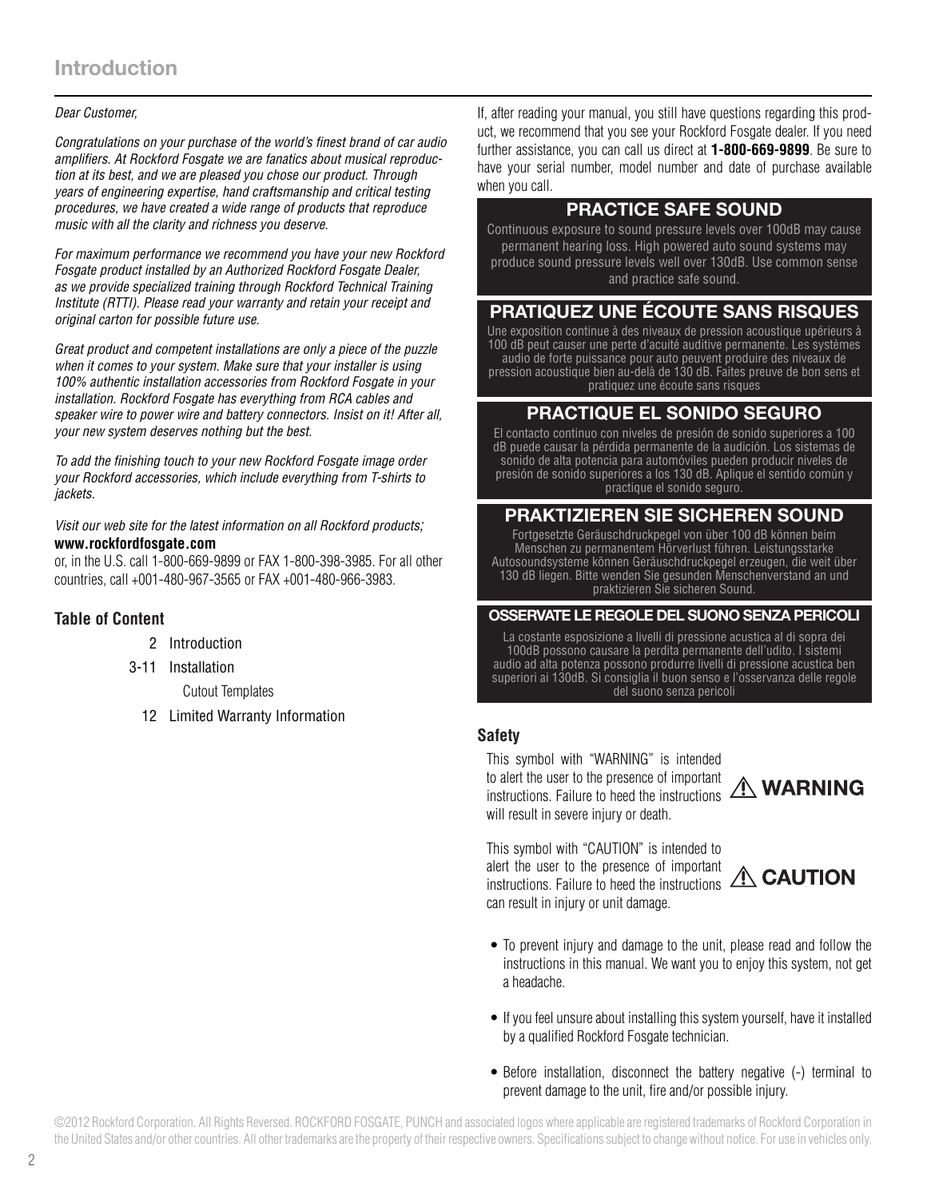# Introduction

*Dear Customer,*

*Congratulations on your purchase of the world's finest brand of car audio amplifiers. At Rockford Fosgate we are fanatics about musical reproduction at its best, and we are pleased you chose our product. Through years of engineering expertise, hand craftsmanship and critical testing procedures, we have created a wide range of products that reproduce music with all the clarity and richness you deserve.*

*For maximum performance we recommend you have your new Rockford Fosgate product installed by an Authorized Rockford Fosgate Dealer, as we provide specialized training through Rockford Technical Training Institute (RTTI). Please read your warranty and retain your receipt and original carton for possible future use.*

*Great product and competent installations are only a piece of the puzzle when it comes to your system. Make sure that your installer is using 100% authentic installation accessories from Rockford Fosgate in your installation. Rockford Fosgate has everything from RCA cables and speaker wire to power wire and battery connectors. Insist on it! After all, your new system deserves nothing but the best.*

*To add the finishing touch to your new Rockford Fosgate image order your Rockford accessories, which include everything from T-shirts to jackets.*

*Visit our web site for the latest information on all Rockford products;*
**www.rockfordfosgate.com**
or, in the U.S. call 1-800-669-9899 or FAX 1-800-398-3985. For all other countries, call +001-480-967-3565 or FAX +001-480-966-3983.

### Table of Content

- 2 Introduction
- 3-11 Installation
  - Cutout Templates
- 12 Limited Warranty Information

If, after reading your manual, you still have questions regarding this product, we recommend that you see your Rockford Fosgate dealer. If you need further assistance, you can call us direct at **1-800-669-9899**. Be sure to have your serial number, model number and date of purchase available when you call.

**PRACTICE SAFE SOUND**

Continuous exposure to sound pressure levels over 100dB may cause permanent hearing loss. High powered auto sound systems may produce sound pressure levels well over 130dB. Use common sense and practice safe sound.

**PRATIQUEZ UNE ÉCOUTE SANS RISQUES**

Une exposition continue à des niveaux de pression acoustique upérieurs à 100 dB peut causer une perte d'acuité auditive permanente. Les systèmes audio de forte puissance pour auto peuvent produire des niveaux de pression acoustique bien au-delà de 130 dB. Faites preuve de bon sens et pratiquez une écoute sans risques

**PRACTIQUE EL SONIDO SEGURO**

El contacto continuo con niveles de presión de sonido superiores a 100 dB puede causar la pérdida permanente de la audición. Los sistemas de sonido de alta potencia para automóviles pueden producir niveles de presión de sonido superiores a los 130 dB. Aplique el sentido común y practique el sonido seguro.

**PRAKTIZIEREN SIE SICHEREN SOUND**

Fortgesetzte Geräuschdruckpegel von über 100 dB können beim Menschen zu permanentem Hörverlust führen. Leistungsstarke Autosoundsysteme können Geräuschdruckpegel erzeugen, die weit über 130 dB liegen. Bitte wenden Sie gesunden Menschenverstand an und praktizieren Sie sicheren Sound.

**OSSERVATE LE REGOLE DEL SUONO SENZA PERICOLI**

La costante esposizione a livelli di pressione acustica al di sopra dei 100dB possono causare la perdita permanente dell'udito. I sistemi audio ad alta potenza possono produrre livelli di pressione acustica ben superiori ai 130dB. Si consiglia il buon senso e l'osservanza delle regole del suono senza pericoli

### Safety

This symbol with "WARNING" is intended to alert the user to the presence of important instructions. Failure to heed the instructions will result in severe injury or death.

⚠ **WARNING**

This symbol with "CAUTION" is intended to alert the user to the presence of important instructions. Failure to heed the instructions can result in injury or unit damage.

⚠ **CAUTION**

- To prevent injury and damage to the unit, please read and follow the instructions in this manual. We want you to enjoy this system, not get a headache.
- If you feel unsure about installing this system yourself, have it installed by a qualified Rockford Fosgate technician.
- Before installation, disconnect the battery negative (-) terminal to prevent damage to the unit, fire and/or possible injury.

©2012 Rockford Corporation. All Rights Reversed. ROCKFORD FOSGATE, PUNCH and associated logos where applicable are registered trademarks of Rockford Corporation in the United States and/or other countries. All other trademarks are the property of their respective owners. Specifications subject to change without notice. For use in vehicles only.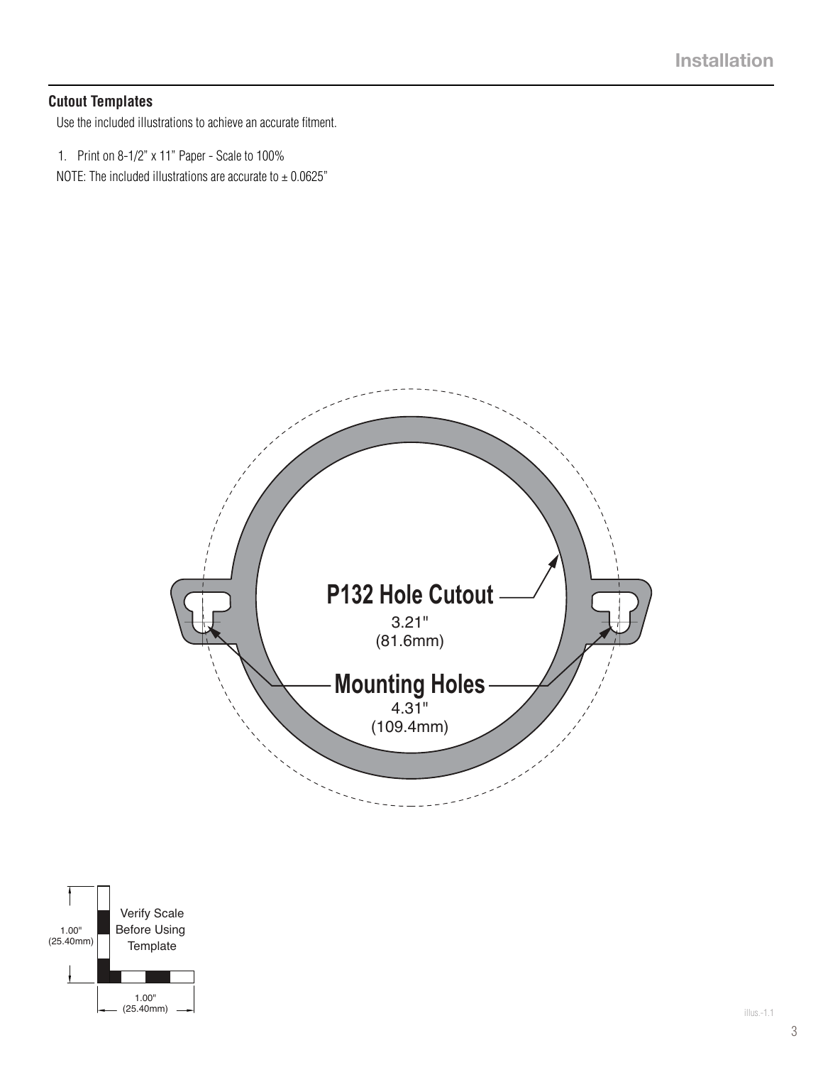### Cutout Templates

Use the included illustrations to achieve an accurate fitment.

1. Print on 8-1/2" x 11" Paper - Scale to 100%

NOTE: The included illustrations are accurate to ± 0.0625"

**P132 Hole Cutout**
3.21"
(81.6mm)

**Mounting Holes**
4.31"
(109.4mm)

1.00"
(25.40mm)

Verify Scale Before Using Template

1.00"
(25.40mm)

illus.-1.1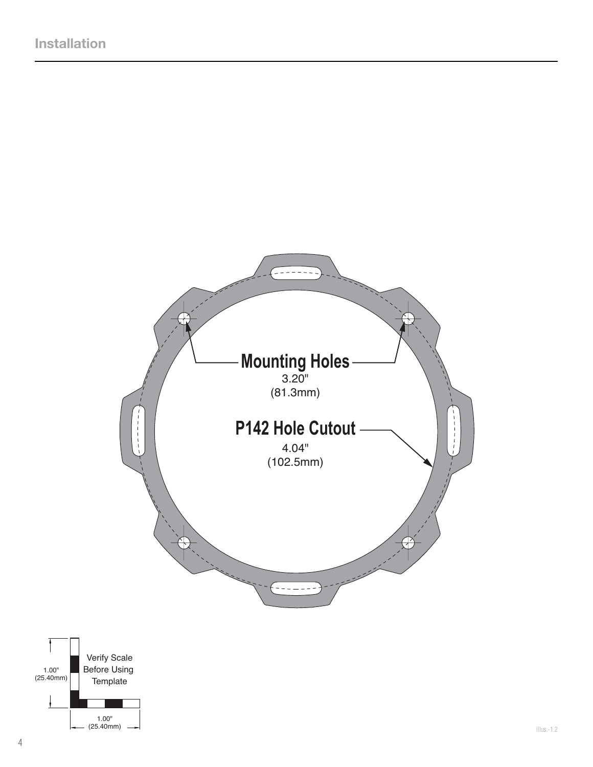## Installation

**Mounting Holes**

3.20"

(81.3mm)

**P142 Hole Cutout**

4.04"

(102.5mm)

1.00"
(25.40mm)

Verify Scale Before Using Template

1.00"
(25.40mm)

illus.-1.2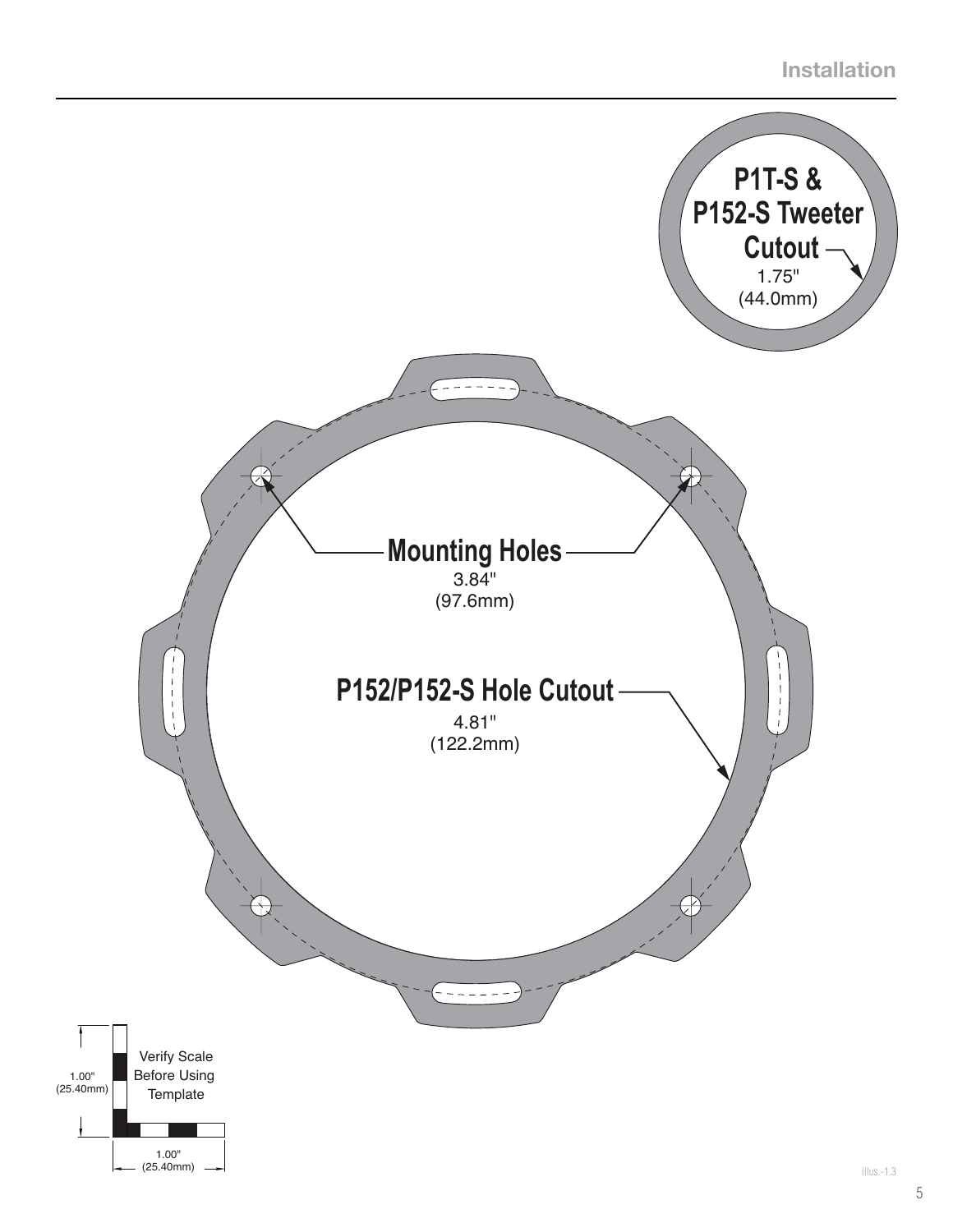**P1T-S & P152-S Tweeter Cutout**
1.75"
(44.0mm)

**Mounting Holes**
3.84"
(97.6mm)

**P152/P152-S Hole Cutout**
4.81"
(122.2mm)

1.00"
(25.40mm)

Verify Scale Before Using Template

1.00"
(25.40mm)

illus.-1.3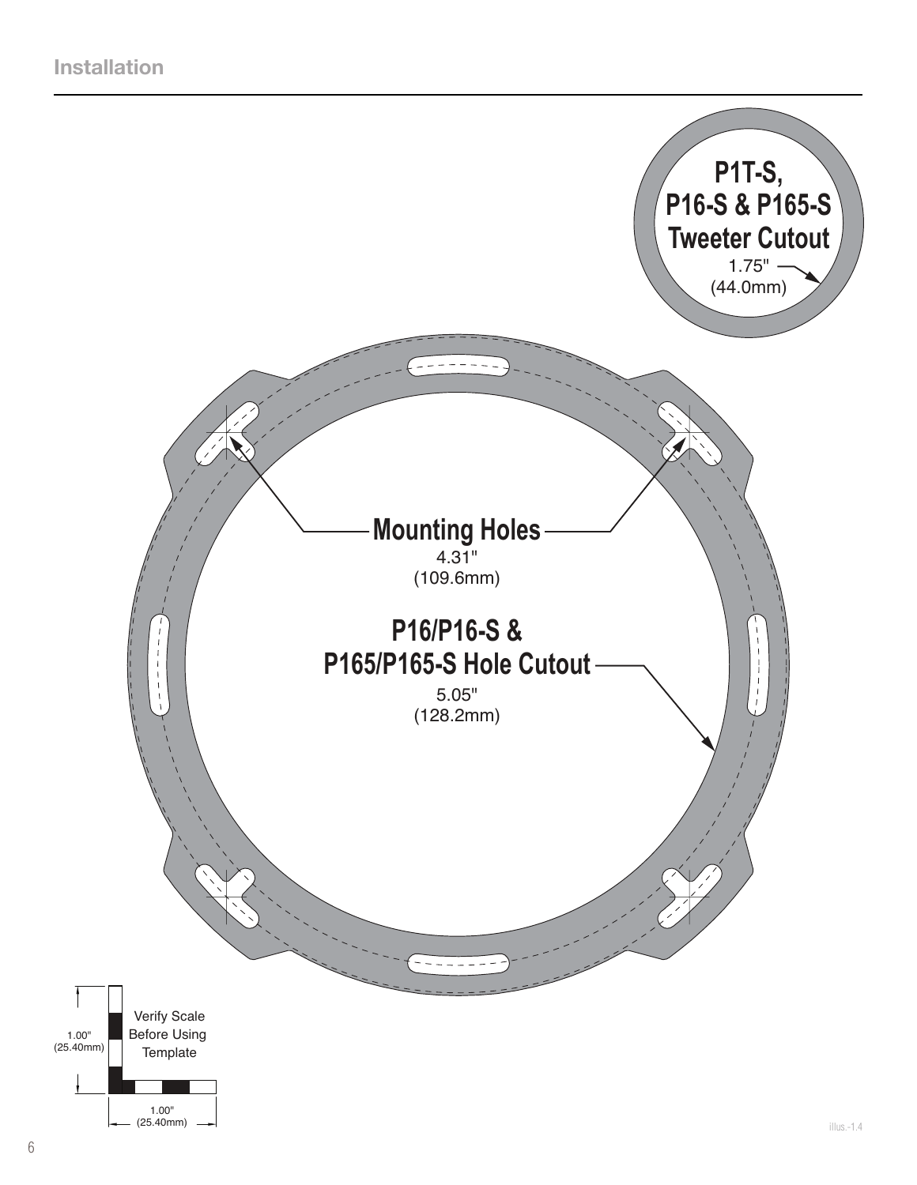## Installation

**P1T-S, P16-S & P165-S Tweeter Cutout**

1.75" (44.0mm)

**Mounting Holes**

4.31" (109.6mm)

**P16/P16-S & P165/P165-S Hole Cutout**

5.05" (128.2mm)

Verify Scale Before Using Template

1.00" (25.40mm)

1.00" (25.40mm)

illus.-1.4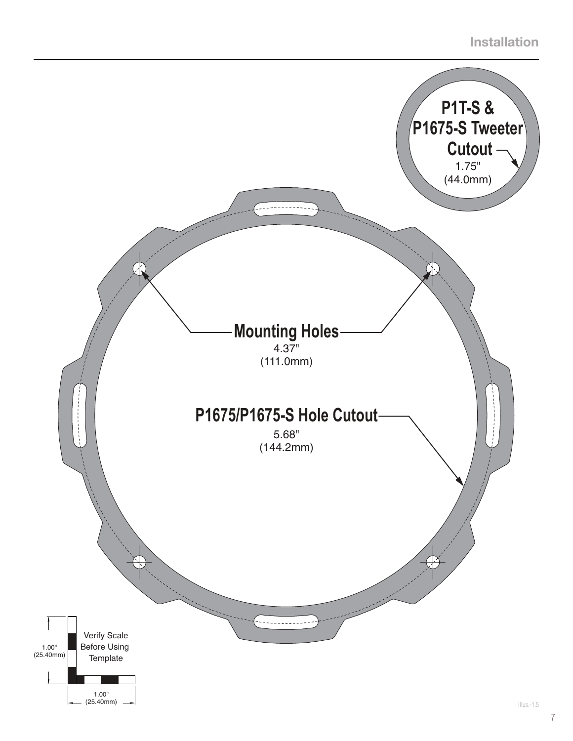**P1T-S & P1675-S Tweeter Cutout**

1.75"
(44.0mm)

**Mounting Holes**

4.37"
(111.0mm)

**P1675/P1675-S Hole Cutout**

5.68"
(144.2mm)

Verify Scale Before Using Template

1.00"
(25.40mm)

1.00"
(25.40mm)

illus.-1.5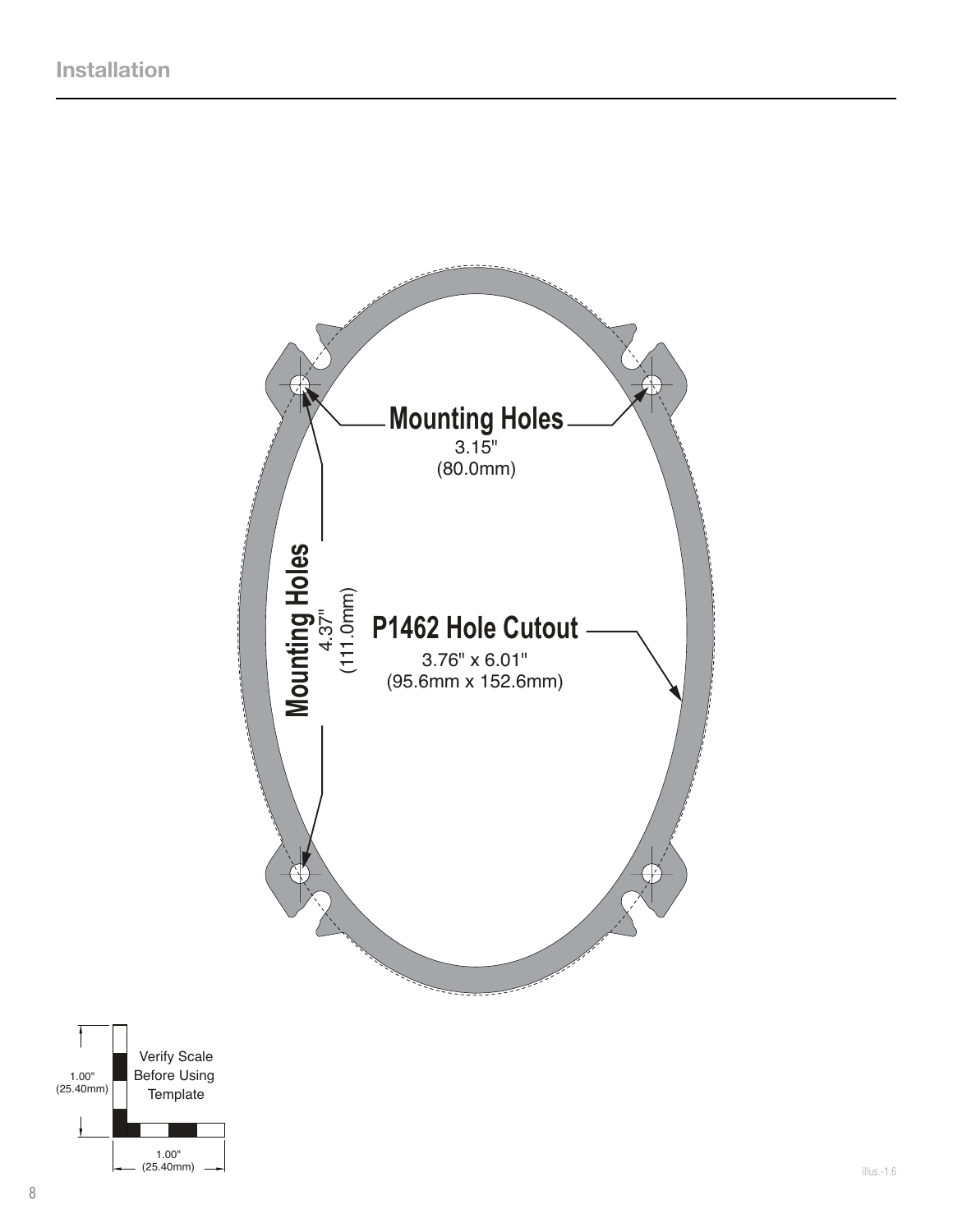## Installation

**Mounting Holes**
3.15"
(80.0mm)

**Mounting Holes**
4.37"
(111.0mm)

**P1462 Hole Cutout**
3.76" x 6.01"
(95.6mm x 152.6mm)

1.00"
(25.40mm)

Verify Scale Before Using Template

1.00"
(25.40mm)

illus.-1.6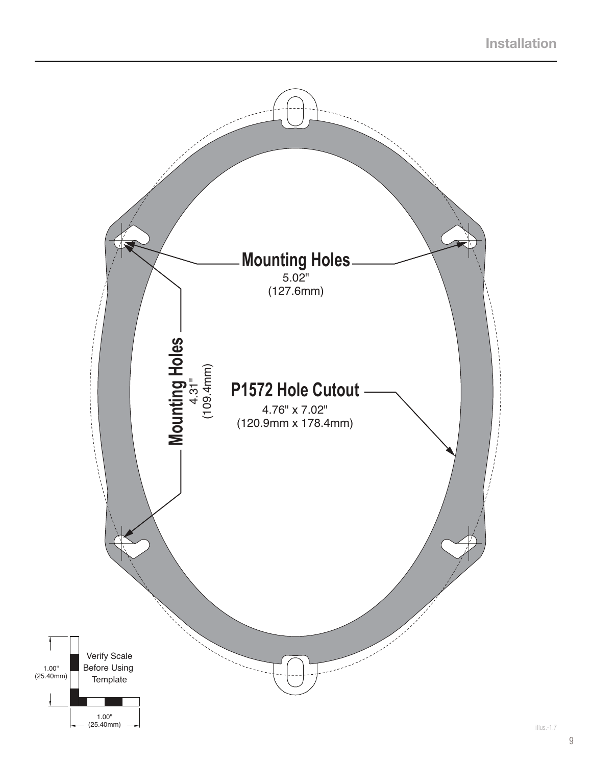Mounting Holes
5.02"
(127.6mm)

Mounting Holes
4.31"
(109.4mm)

P1572 Hole Cutout
4.76" x 7.02"
(120.9mm x 178.4mm)

Verify Scale Before Using Template

1.00"
(25.40mm)

1.00"
(25.40mm)

illus.-1.7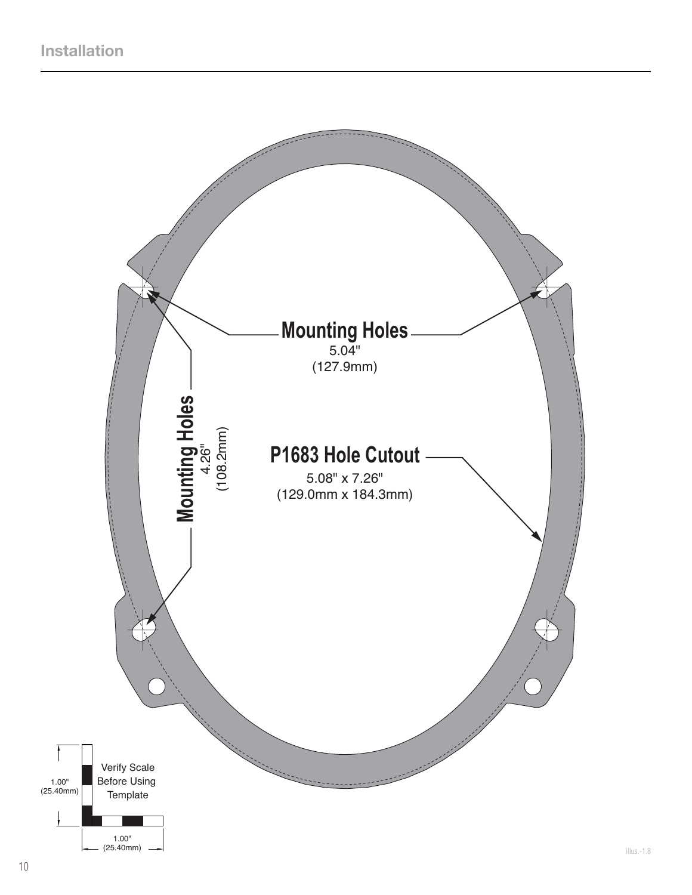## Installation

Mounting Holes
5.04"
(127.9mm)

Mounting Holes
4.26"
(108.2mm)

P1683 Hole Cutout
5.08" x 7.26"
(129.0mm x 184.3mm)

Verify Scale Before Using Template

1.00"
(25.40mm)

1.00"
(25.40mm)

illus.-1.8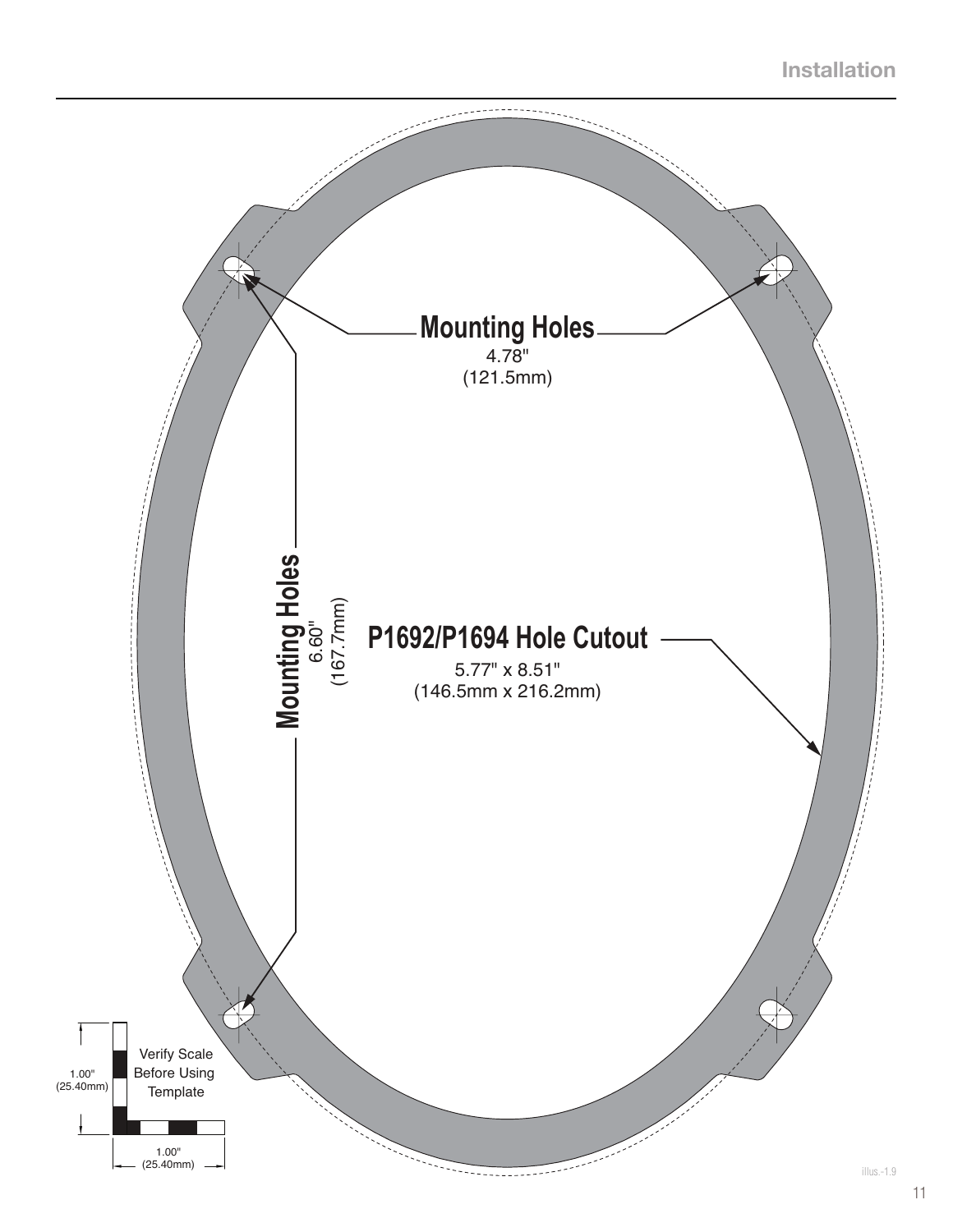Mounting Holes

4.78"
(121.5mm)

Mounting Holes

6.60"
(167.7mm)

P1692/P1694 Hole Cutout

5.77" x 8.51"
(146.5mm x 216.2mm)

Verify Scale Before Using Template

1.00"
(25.40mm)

1.00"
(25.40mm)

illus.-1.9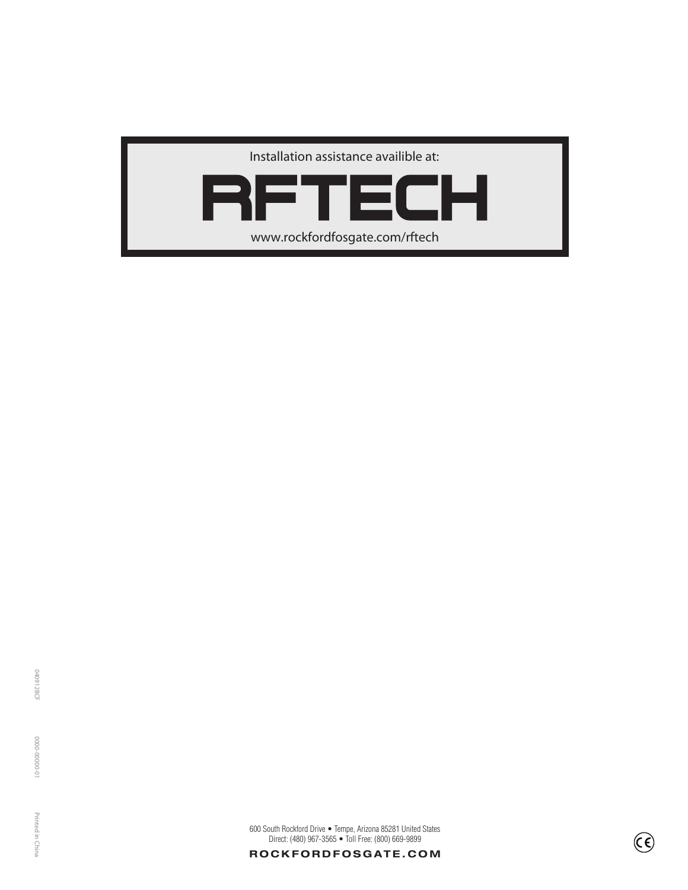Installation assistance availible at:

# RFTECH

www.rockfordfosgate.com/rftech

040912BCF

0000-00000-01

Printed in China

600 South Rockford Drive • Tempe, Arizona 85281 United States
Direct: (480) 967-3565 • Toll Free: (800) 669-9899

**ROCKFORDFOSGATE.COM**